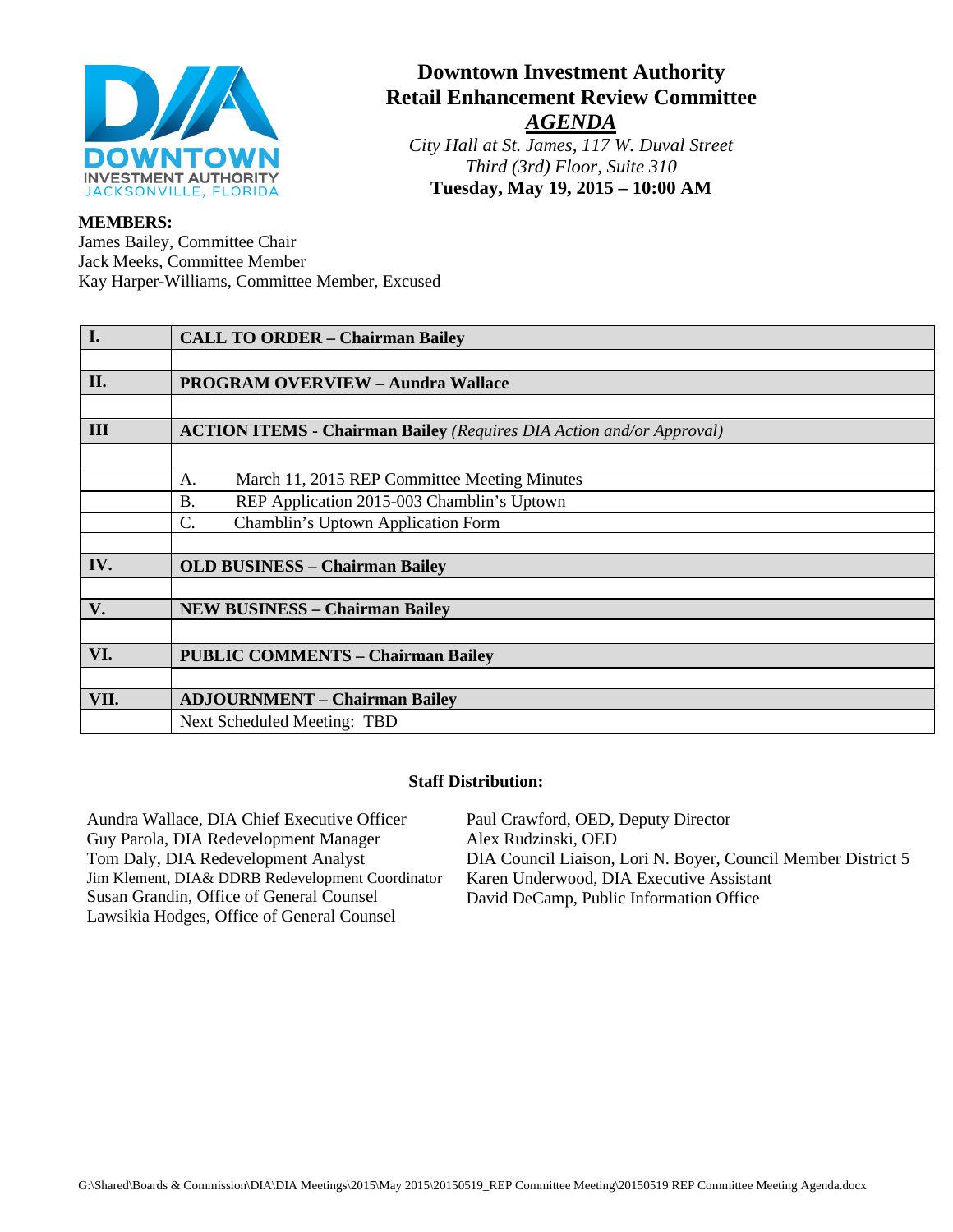# Downtown Investment Authority
## Retail Enhancement Review Committee
## *AGENDA*

*City Hall at St. James, 117 W. Duval Street*
*Third (3rd) Floor, Suite 310*
**Tuesday, May 19, 2015 – 10:00 AM**

**MEMBERS:**
James Bailey, Committee Chair
Jack Meeks, Committee Member
Kay Harper-Williams, Committee Member, Excused

| | |
|---|---|
| **I.** | **CALL TO ORDER – Chairman Bailey** |
| | |
| **II.** | **PROGRAM OVERVIEW – Aundra Wallace** |
| | |
| **III** | **ACTION ITEMS - Chairman Bailey** *(Requires DIA Action and/or Approval)* |
| | |
| | A. March 11, 2015 REP Committee Meeting Minutes |
| | B. REP Application 2015-003 Chamblin's Uptown |
| | C. Chamblin's Uptown Application Form |
| | |
| **IV.** | **OLD BUSINESS – Chairman Bailey** |
| | |
| **V.** | **NEW BUSINESS – Chairman Bailey** |
| | |
| **VI.** | **PUBLIC COMMENTS – Chairman Bailey** |
| | |
| **VII.** | **ADJOURNMENT – Chairman Bailey** |
| | Next Scheduled Meeting: TBD |

**Staff Distribution:**

Aundra Wallace, DIA Chief Executive Officer
Guy Parola, DIA Redevelopment Manager
Tom Daly, DIA Redevelopment Analyst
Jim Klement, DIA& DDRB Redevelopment Coordinator
Susan Grandin, Office of General Counsel
Lawsikia Hodges, Office of General Counsel
Paul Crawford, OED, Deputy Director
Alex Rudzinski, OED
DIA Council Liaison, Lori N. Boyer, Council Member District 5
Karen Underwood, DIA Executive Assistant
David DeCamp, Public Information Office

G:\Shared\Boards & Commission\DIA\DIA Meetings\2015\May 2015\20150519_REP Committee Meeting\20150519 REP Committee Meeting Agenda.docx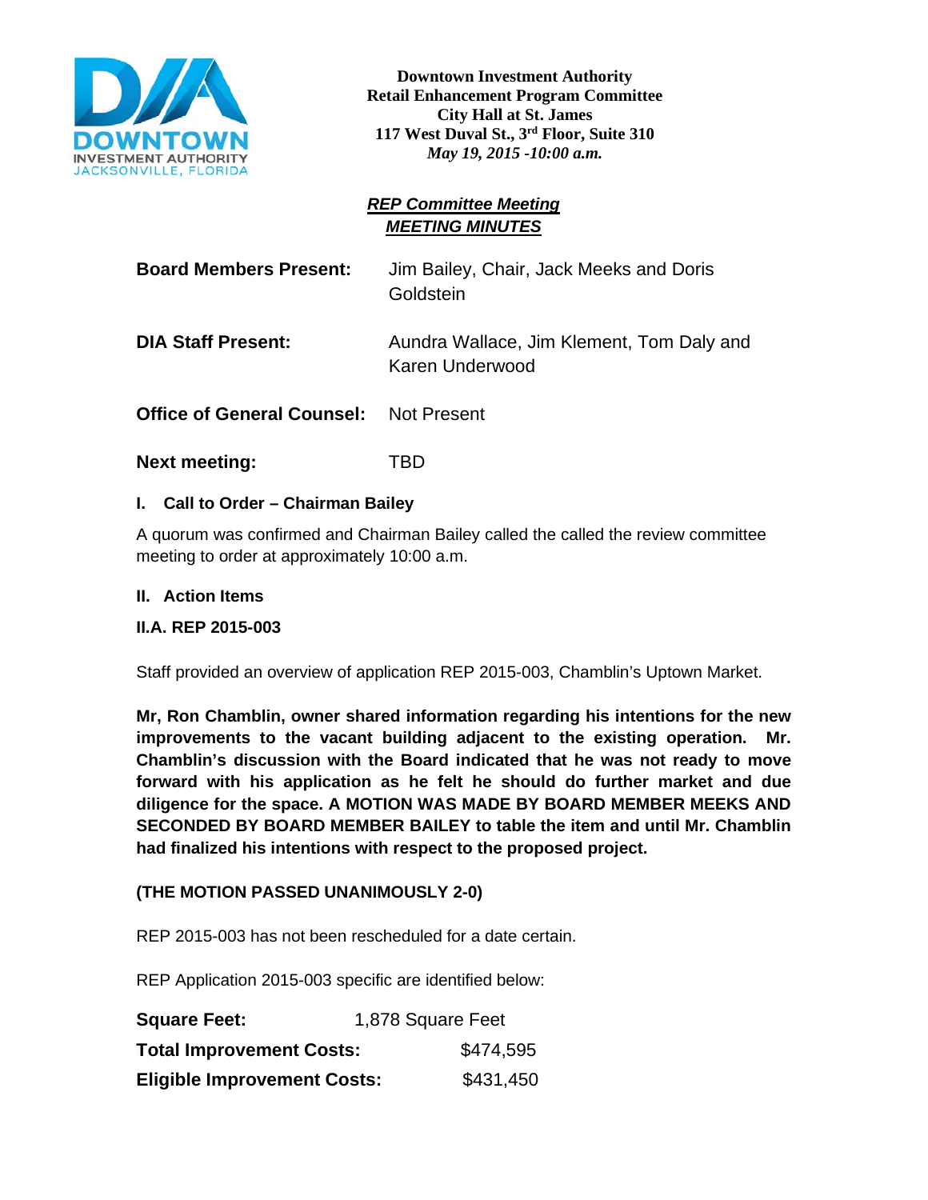**Downtown Investment Authority**
**Retail Enhancement Program Committee**
**City Hall at St. James**
**117 West Duval St., 3rd Floor, Suite 310**
***May 19, 2015 -10:00 a.m.***

## ***REP Committee Meeting***
## ***MEETING MINUTES***

**Board Members Present:** Jim Bailey, Chair, Jack Meeks and Doris Goldstein

**DIA Staff Present:** Aundra Wallace, Jim Klement, Tom Daly and Karen Underwood

**Office of General Counsel:** Not Present

**Next meeting:** TBD

### I. Call to Order – Chairman Bailey

A quorum was confirmed and Chairman Bailey called the called the review committee meeting to order at approximately 10:00 a.m.

### II. Action Items

### II.A. REP 2015-003

Staff provided an overview of application REP 2015-003, Chamblin's Uptown Market.

**Mr, Ron Chamblin, owner shared information regarding his intentions for the new improvements to the vacant building adjacent to the existing operation. Mr. Chamblin's discussion with the Board indicated that he was not ready to move forward with his application as he felt he should do further market and due diligence for the space. A MOTION WAS MADE BY BOARD MEMBER MEEKS AND SECONDED BY BOARD MEMBER BAILEY to table the item and until Mr. Chamblin had finalized his intentions with respect to the proposed project.**

**(THE MOTION PASSED UNANIMOUSLY 2-0)**

REP 2015-003 has not been rescheduled for a date certain.

REP Application 2015-003 specific are identified below:

**Square Feet:** 1,878 Square Feet

**Total Improvement Costs:** $474,595

**Eligible Improvement Costs:** $431,450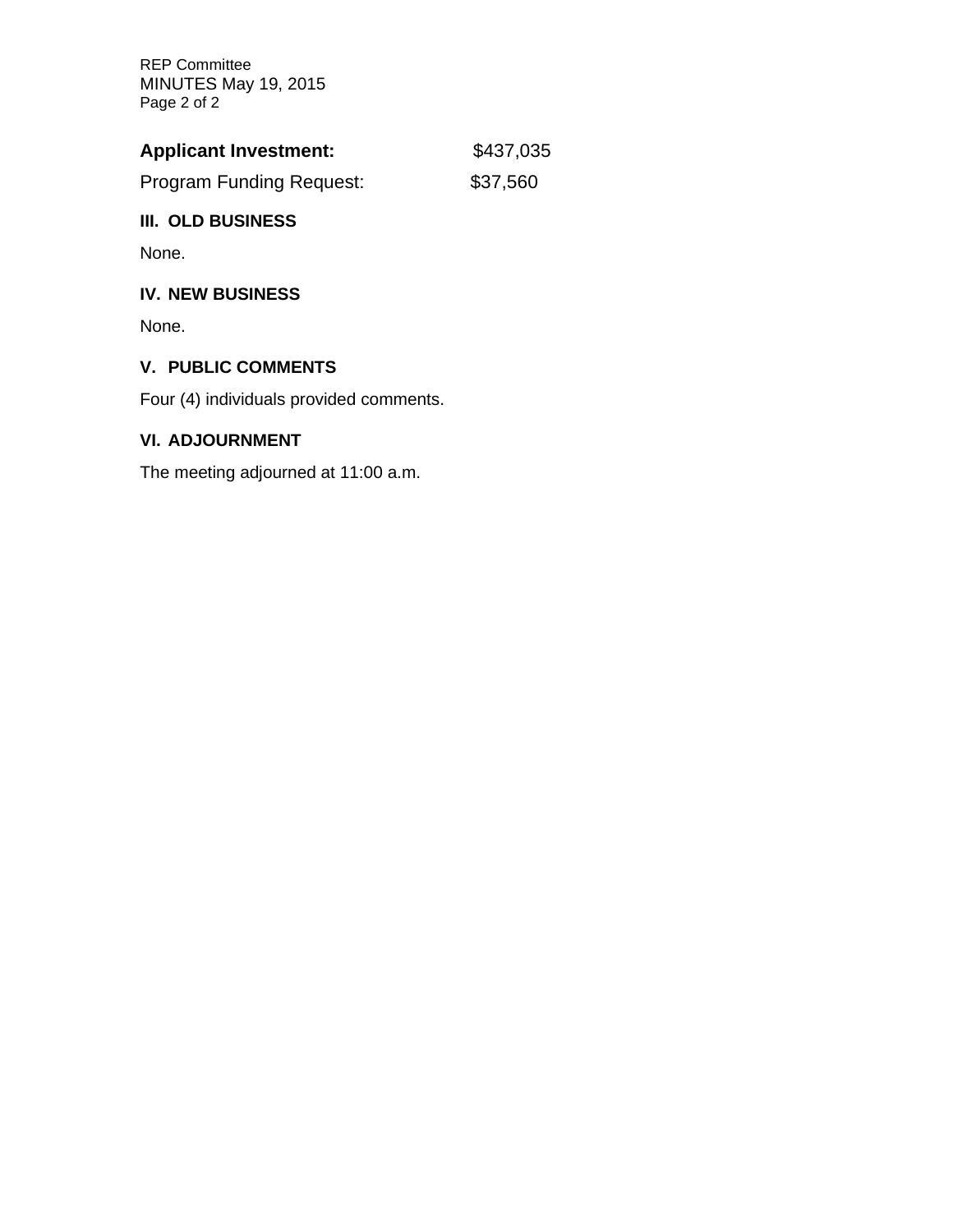**Applicant Investment:** $437,035

Program Funding Request: $37,560

### III. OLD BUSINESS

None.

### IV. NEW BUSINESS

None.

### V. PUBLIC COMMENTS

Four (4) individuals provided comments.

### VI. ADJOURNMENT

The meeting adjourned at 11:00 a.m.